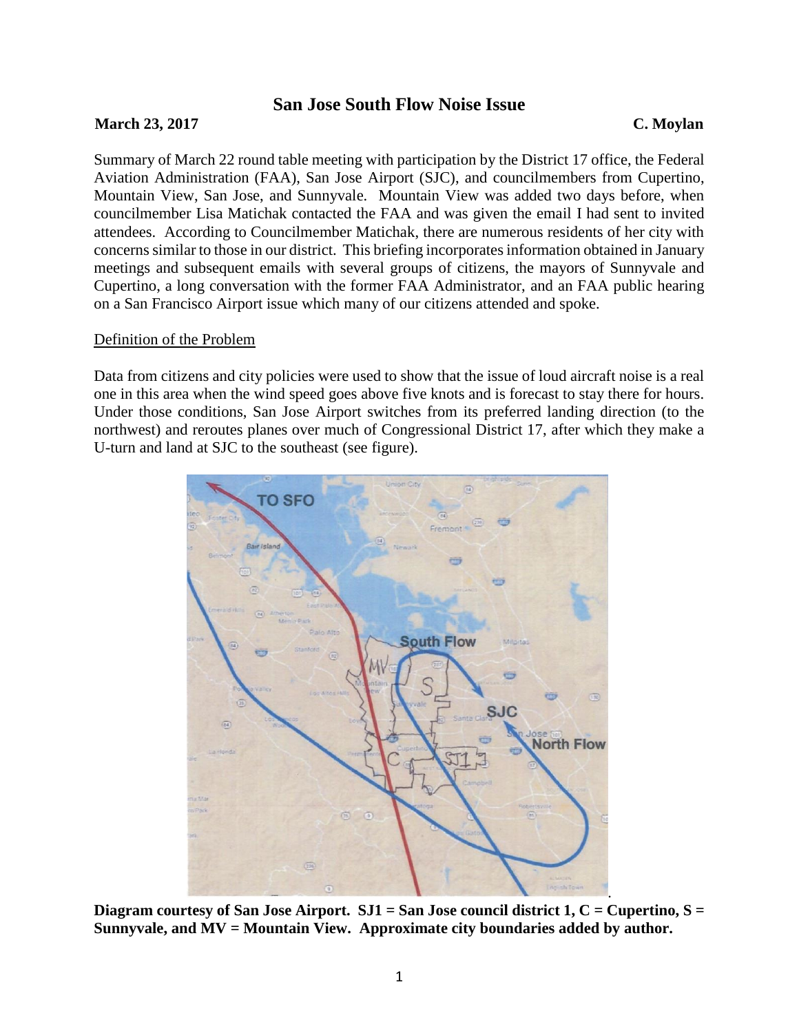# San Jose South Flow Noise Issue

**March 23, 2017** **C. Moylan**

Summary of March 22 round table meeting with participation by the District 17 office, the Federal Aviation Administration (FAA), San Jose Airport (SJC), and councilmembers from Cupertino, Mountain View, San Jose, and Sunnyvale. Mountain View was added two days before, when councilmember Lisa Matichak contacted the FAA and was given the email I had sent to invited attendees. According to Councilmember Matichak, there are numerous residents of her city with concerns similar to those in our district. This briefing incorporates information obtained in January meetings and subsequent emails with several groups of citizens, the mayors of Sunnyvale and Cupertino, a long conversation with the former FAA Administrator, and an FAA public hearing on a San Francisco Airport issue which many of our citizens attended and spoke.

## Definition of the Problem

Data from citizens and city policies were used to show that the issue of loud aircraft noise is a real one in this area when the wind speed goes above five knots and is forecast to stay there for hours. Under those conditions, San Jose Airport switches from its preferred landing direction (to the northwest) and reroutes planes over much of Congressional District 17, after which they make a U-turn and land at SJC to the southeast (see figure).

**Diagram courtesy of San Jose Airport. SJ1 = San Jose council district 1, C = Cupertino, S = Sunnyvale, and MV = Mountain View. Approximate city boundaries added by author.**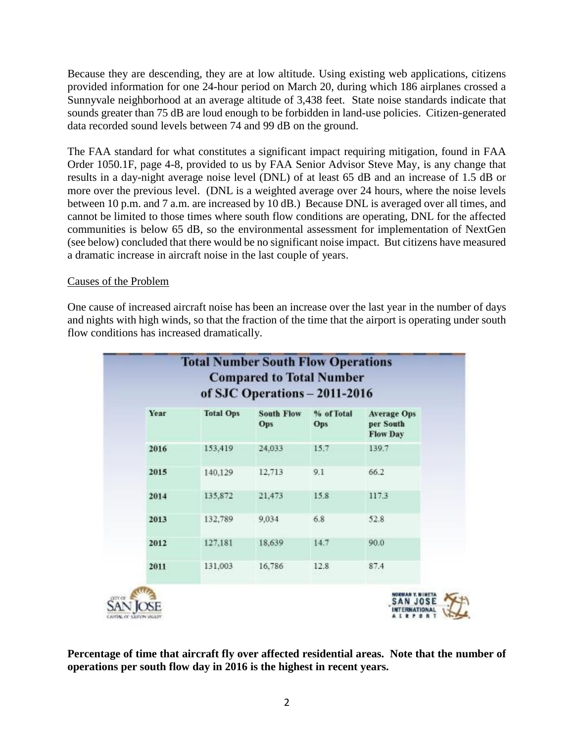Because they are descending, they are at low altitude. Using existing web applications, citizens provided information for one 24-hour period on March 20, during which 186 airplanes crossed a Sunnyvale neighborhood at an average altitude of 3,438 feet. State noise standards indicate that sounds greater than 75 dB are loud enough to be forbidden in land-use policies. Citizen-generated data recorded sound levels between 74 and 99 dB on the ground.

The FAA standard for what constitutes a significant impact requiring mitigation, found in FAA Order 1050.1F, page 4-8, provided to us by FAA Senior Advisor Steve May, is any change that results in a day-night average noise level (DNL) of at least 65 dB and an increase of 1.5 dB or more over the previous level. (DNL is a weighted average over 24 hours, where the noise levels between 10 p.m. and 7 a.m. are increased by 10 dB.) Because DNL is averaged over all times, and cannot be limited to those times where south flow conditions are operating, DNL for the affected communities is below 65 dB, so the environmental assessment for implementation of NextGen (see below) concluded that there would be no significant noise impact. But citizens have measured a dramatic increase in aircraft noise in the last couple of years.

## Causes of the Problem

One cause of increased aircraft noise has been an increase over the last year in the number of days and nights with high winds, so that the fraction of the time that the airport is operating under south flow conditions has increased dramatically.

**Total Number South Flow Operations Compared to Total Number of SJC Operations – 2011-2016**

| Year | Total Ops | South Flow Ops | % of Total Ops | Average Ops per South Flow Day |
|---|---|---|---|---|
| 2016 | 153,419 | 24,033 | 15.7 | 139.7 |
| 2015 | 140,129 | 12,713 | 9.1 | 66.2 |
| 2014 | 135,872 | 21,473 | 15.8 | 117.3 |
| 2013 | 132,789 | 9,034 | 6.8 | 52.8 |
| 2012 | 127,181 | 18,639 | 14.7 | 90.0 |
| 2011 | 131,003 | 16,786 | 12.8 | 87.4 |

**Percentage of time that aircraft fly over affected residential areas. Note that the number of operations per south flow day in 2016 is the highest in recent years.**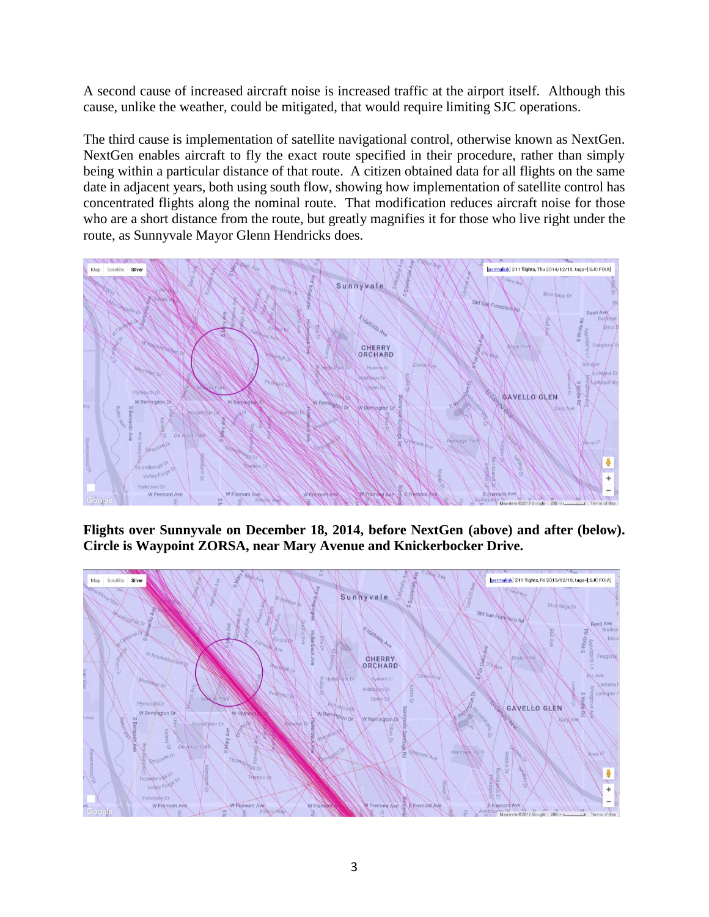A second cause of increased aircraft noise is increased traffic at the airport itself. Although this cause, unlike the weather, could be mitigated, that would require limiting SJC operations.

The third cause is implementation of satellite navigational control, otherwise known as NextGen. NextGen enables aircraft to fly the exact route specified in their procedure, rather than simply being within a particular distance of that route. A citizen obtained data for all flights on the same date in adjacent years, both using south flow, showing how implementation of satellite control has concentrated flights along the nominal route. That modification reduces aircraft noise for those who are a short distance from the route, but greatly magnifies it for those who live right under the route, as Sunnyvale Mayor Glenn Hendricks does.

**Flights over Sunnyvale on December 18, 2014, before NextGen (above) and after (below). Circle is Waypoint ZORSA, near Mary Avenue and Knickerbocker Drive.**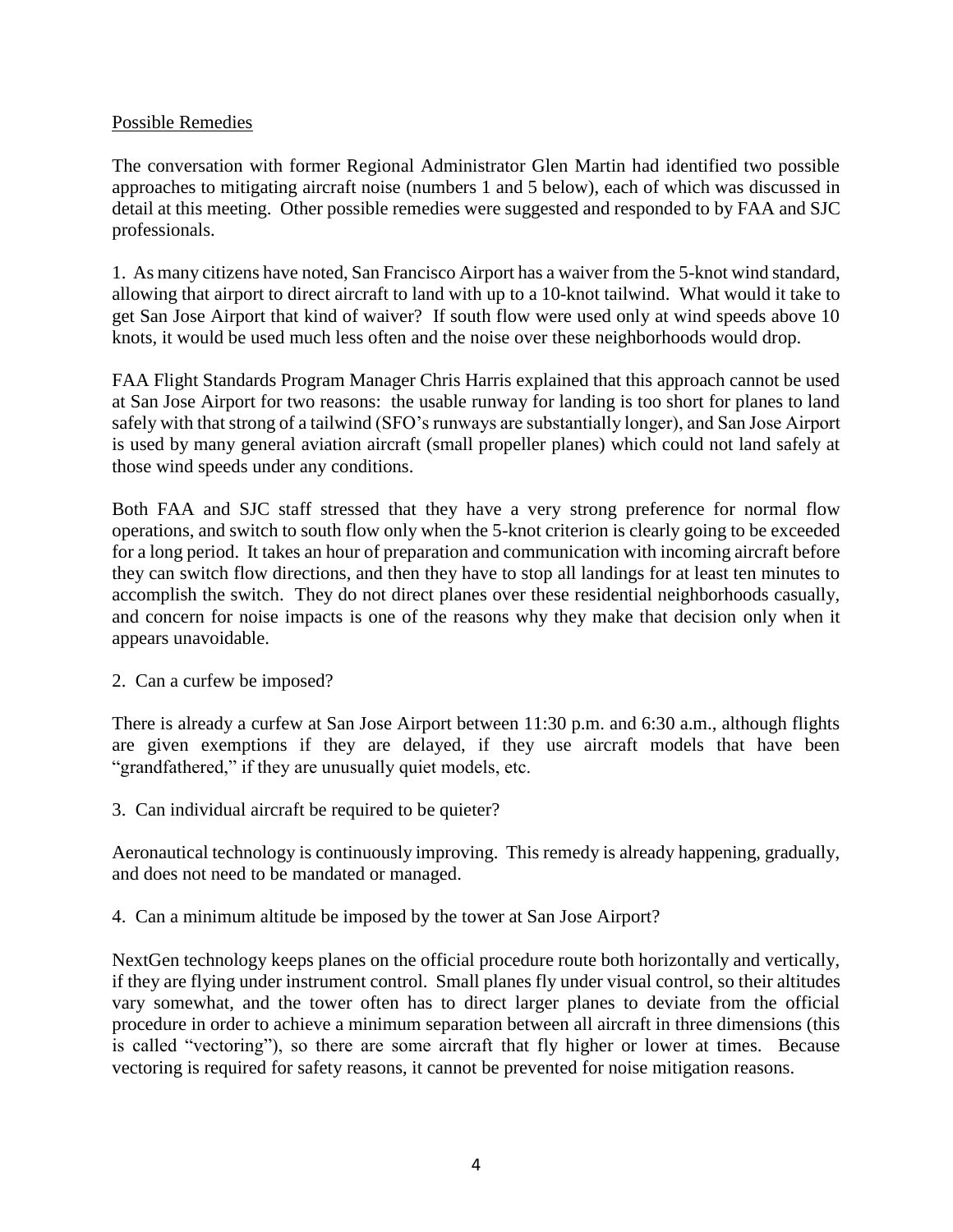Possible Remedies

The conversation with former Regional Administrator Glen Martin had identified two possible approaches to mitigating aircraft noise (numbers 1 and 5 below), each of which was discussed in detail at this meeting. Other possible remedies were suggested and responded to by FAA and SJC professionals.

1. As many citizens have noted, San Francisco Airport has a waiver from the 5-knot wind standard, allowing that airport to direct aircraft to land with up to a 10-knot tailwind. What would it take to get San Jose Airport that kind of waiver? If south flow were used only at wind speeds above 10 knots, it would be used much less often and the noise over these neighborhoods would drop.

FAA Flight Standards Program Manager Chris Harris explained that this approach cannot be used at San Jose Airport for two reasons: the usable runway for landing is too short for planes to land safely with that strong of a tailwind (SFO's runways are substantially longer), and San Jose Airport is used by many general aviation aircraft (small propeller planes) which could not land safely at those wind speeds under any conditions.

Both FAA and SJC staff stressed that they have a very strong preference for normal flow operations, and switch to south flow only when the 5-knot criterion is clearly going to be exceeded for a long period. It takes an hour of preparation and communication with incoming aircraft before they can switch flow directions, and then they have to stop all landings for at least ten minutes to accomplish the switch. They do not direct planes over these residential neighborhoods casually, and concern for noise impacts is one of the reasons why they make that decision only when it appears unavoidable.

2. Can a curfew be imposed?

There is already a curfew at San Jose Airport between 11:30 p.m. and 6:30 a.m., although flights are given exemptions if they are delayed, if they use aircraft models that have been "grandfathered," if they are unusually quiet models, etc.

3. Can individual aircraft be required to be quieter?

Aeronautical technology is continuously improving. This remedy is already happening, gradually, and does not need to be mandated or managed.

4. Can a minimum altitude be imposed by the tower at San Jose Airport?

NextGen technology keeps planes on the official procedure route both horizontally and vertically, if they are flying under instrument control. Small planes fly under visual control, so their altitudes vary somewhat, and the tower often has to direct larger planes to deviate from the official procedure in order to achieve a minimum separation between all aircraft in three dimensions (this is called "vectoring"), so there are some aircraft that fly higher or lower at times. Because vectoring is required for safety reasons, it cannot be prevented for noise mitigation reasons.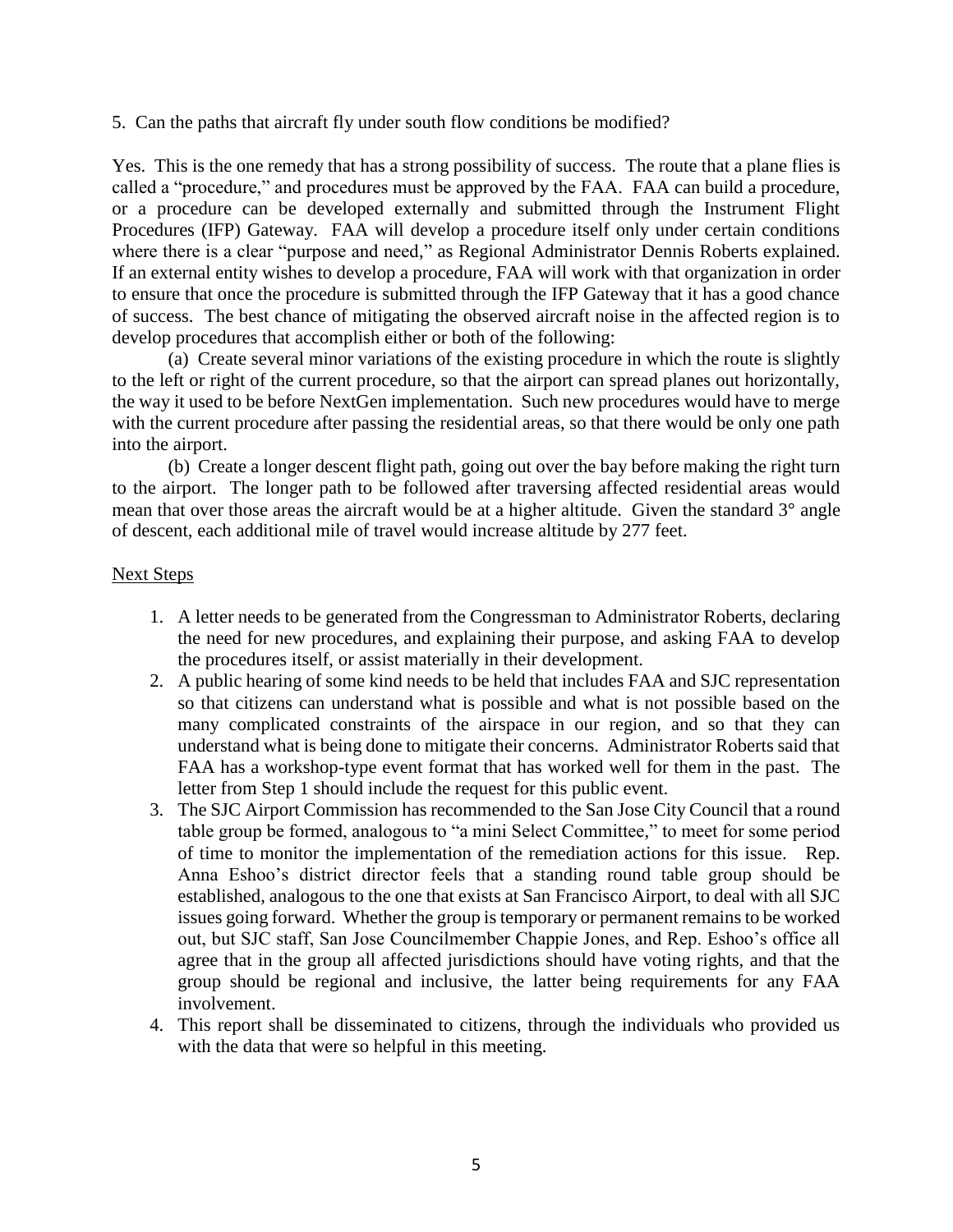5. Can the paths that aircraft fly under south flow conditions be modified?

Yes. This is the one remedy that has a strong possibility of success. The route that a plane flies is called a "procedure," and procedures must be approved by the FAA. FAA can build a procedure, or a procedure can be developed externally and submitted through the Instrument Flight Procedures (IFP) Gateway. FAA will develop a procedure itself only under certain conditions where there is a clear "purpose and need," as Regional Administrator Dennis Roberts explained. If an external entity wishes to develop a procedure, FAA will work with that organization in order to ensure that once the procedure is submitted through the IFP Gateway that it has a good chance of success. The best chance of mitigating the observed aircraft noise in the affected region is to develop procedures that accomplish either or both of the following:

(a) Create several minor variations of the existing procedure in which the route is slightly to the left or right of the current procedure, so that the airport can spread planes out horizontally, the way it used to be before NextGen implementation. Such new procedures would have to merge with the current procedure after passing the residential areas, so that there would be only one path into the airport.

(b) Create a longer descent flight path, going out over the bay before making the right turn to the airport. The longer path to be followed after traversing affected residential areas would mean that over those areas the aircraft would be at a higher altitude. Given the standard 3° angle of descent, each additional mile of travel would increase altitude by 277 feet.

<u>Next Steps</u>

1. A letter needs to be generated from the Congressman to Administrator Roberts, declaring the need for new procedures, and explaining their purpose, and asking FAA to develop the procedures itself, or assist materially in their development.
2. A public hearing of some kind needs to be held that includes FAA and SJC representation so that citizens can understand what is possible and what is not possible based on the many complicated constraints of the airspace in our region, and so that they can understand what is being done to mitigate their concerns. Administrator Roberts said that FAA has a workshop-type event format that has worked well for them in the past. The letter from Step 1 should include the request for this public event.
3. The SJC Airport Commission has recommended to the San Jose City Council that a round table group be formed, analogous to "a mini Select Committee," to meet for some period of time to monitor the implementation of the remediation actions for this issue. Rep. Anna Eshoo's district director feels that a standing round table group should be established, analogous to the one that exists at San Francisco Airport, to deal with all SJC issues going forward. Whether the group is temporary or permanent remains to be worked out, but SJC staff, San Jose Councilmember Chappie Jones, and Rep. Eshoo's office all agree that in the group all affected jurisdictions should have voting rights, and that the group should be regional and inclusive, the latter being requirements for any FAA involvement.
4. This report shall be disseminated to citizens, through the individuals who provided us with the data that were so helpful in this meeting.